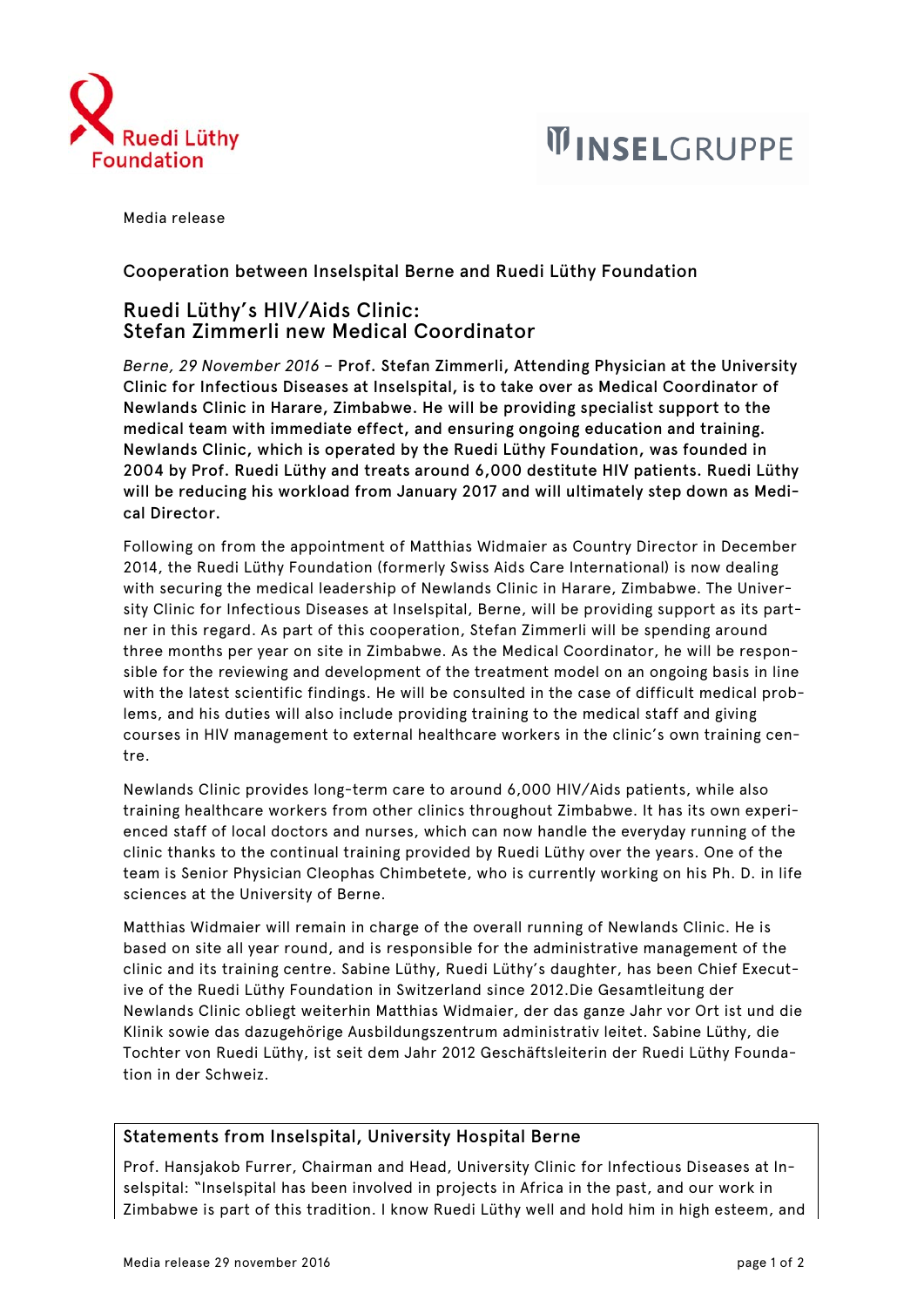Ruedi Lüthy Foundation

INSELGRUPPE

Media release

Cooperation between Inselspital Berne and Ruedi Lüthy Foundation

# Ruedi Lüthy's HIV/Aids Clinic: Stefan Zimmerli new Medical Coordinator

*Berne, 29 November 2016* – **Prof. Stefan Zimmerli, Attending Physician at the University Clinic for Infectious Diseases at Inselspital, is to take over as Medical Coordinator of Newlands Clinic in Harare, Zimbabwe. He will be providing specialist support to the medical team with immediate effect, and ensuring ongoing education and training. Newlands Clinic, which is operated by the Ruedi Lüthy Foundation, was founded in 2004 by Prof. Ruedi Lüthy and treats around 6,000 destitute HIV patients. Ruedi Lüthy will be reducing his workload from January 2017 and will ultimately step down as Medical Director.**

Following on from the appointment of Matthias Widmaier as Country Director in December 2014, the Ruedi Lüthy Foundation (formerly Swiss Aids Care International) is now dealing with securing the medical leadership of Newlands Clinic in Harare, Zimbabwe. The University Clinic for Infectious Diseases at Inselspital, Berne, will be providing support as its partner in this regard. As part of this cooperation, Stefan Zimmerli will be spending around three months per year on site in Zimbabwe. As the Medical Coordinator, he will be responsible for the reviewing and development of the treatment model on an ongoing basis in line with the latest scientific findings. He will be consulted in the case of difficult medical problems, and his duties will also include providing training to the medical staff and giving courses in HIV management to external healthcare workers in the clinic's own training centre.

Newlands Clinic provides long-term care to around 6,000 HIV/Aids patients, while also training healthcare workers from other clinics throughout Zimbabwe. It has its own experienced staff of local doctors and nurses, which can now handle the everyday running of the clinic thanks to the continual training provided by Ruedi Lüthy over the years. One of the team is Senior Physician Cleophas Chimbetete, who is currently working on his Ph. D. in life sciences at the University of Berne.

Matthias Widmaier will remain in charge of the overall running of Newlands Clinic. He is based on site all year round, and is responsible for the administrative management of the clinic and its training centre. Sabine Lüthy, Ruedi Lüthy's daughter, has been Chief Executive of the Ruedi Lüthy Foundation in Switzerland since 2012.Die Gesamtleitung der Newlands Clinic obliegt weiterhin Matthias Widmaier, der das ganze Jahr vor Ort ist und die Klinik sowie das dazugehörige Ausbildungszentrum administrativ leitet. Sabine Lüthy, die Tochter von Ruedi Lüthy, ist seit dem Jahr 2012 Geschäftsleiterin der Ruedi Lüthy Foundation in der Schweiz.

## Statements from Inselspital, University Hospital Berne

Prof. Hansjakob Furrer, Chairman and Head, University Clinic for Infectious Diseases at Inselspital: "Inselspital has been involved in projects in Africa in the past, and our work in Zimbabwe is part of this tradition. I know Ruedi Lüthy well and hold him in high esteem, and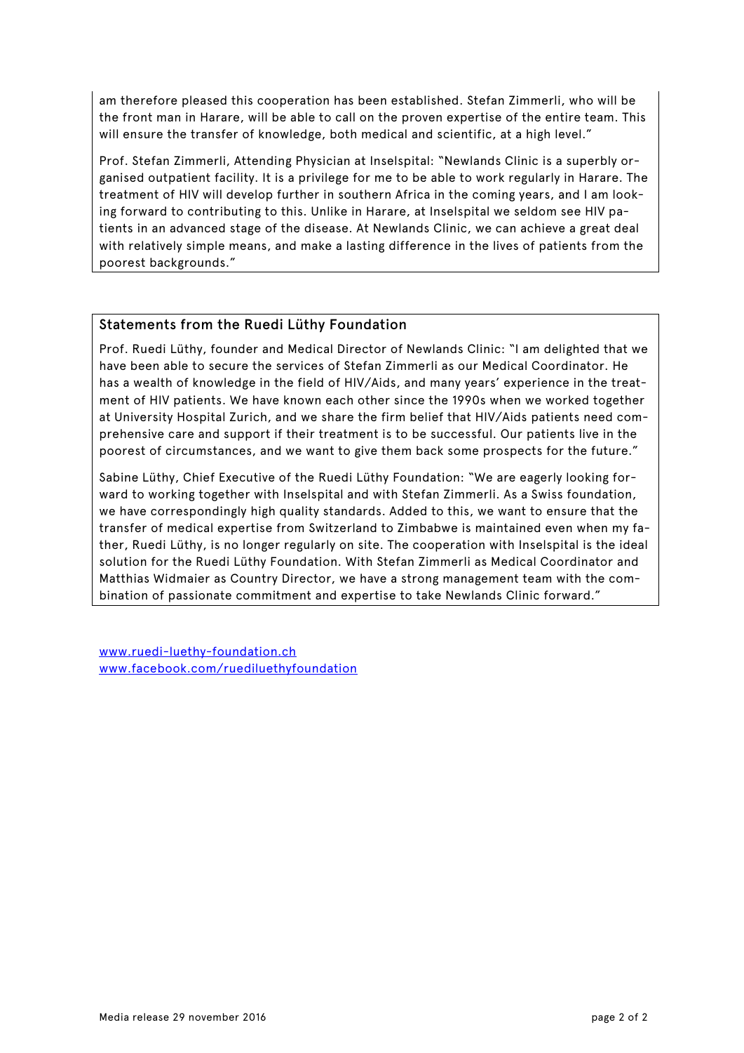am therefore pleased this cooperation has been established. Stefan Zimmerli, who will be the front man in Harare, will be able to call on the proven expertise of the entire team. This will ensure the transfer of knowledge, both medical and scientific, at a high level."

Prof. Stefan Zimmerli, Attending Physician at Inselspital: "Newlands Clinic is a superbly organised outpatient facility. It is a privilege for me to be able to work regularly in Harare. The treatment of HIV will develop further in southern Africa in the coming years, and I am looking forward to contributing to this. Unlike in Harare, at Inselspital we seldom see HIV patients in an advanced stage of the disease. At Newlands Clinic, we can achieve a great deal with relatively simple means, and make a lasting difference in the lives of patients from the poorest backgrounds."

## Statements from the Ruedi Lüthy Foundation

Prof. Ruedi Lüthy, founder and Medical Director of Newlands Clinic: "I am delighted that we have been able to secure the services of Stefan Zimmerli as our Medical Coordinator. He has a wealth of knowledge in the field of HIV/Aids, and many years' experience in the treatment of HIV patients. We have known each other since the 1990s when we worked together at University Hospital Zurich, and we share the firm belief that HIV/Aids patients need comprehensive care and support if their treatment is to be successful. Our patients live in the poorest of circumstances, and we want to give them back some prospects for the future."

Sabine Lüthy, Chief Executive of the Ruedi Lüthy Foundation: "We are eagerly looking forward to working together with Inselspital and with Stefan Zimmerli. As a Swiss foundation, we have correspondingly high quality standards. Added to this, we want to ensure that the transfer of medical expertise from Switzerland to Zimbabwe is maintained even when my father, Ruedi Lüthy, is no longer regularly on site. The cooperation with Inselspital is the ideal solution for the Ruedi Lüthy Foundation. With Stefan Zimmerli as Medical Coordinator and Matthias Widmaier as Country Director, we have a strong management team with the combination of passionate commitment and expertise to take Newlands Clinic forward."

www.ruedi-luethy-foundation.ch
www.facebook.com/ruediluethyfoundation